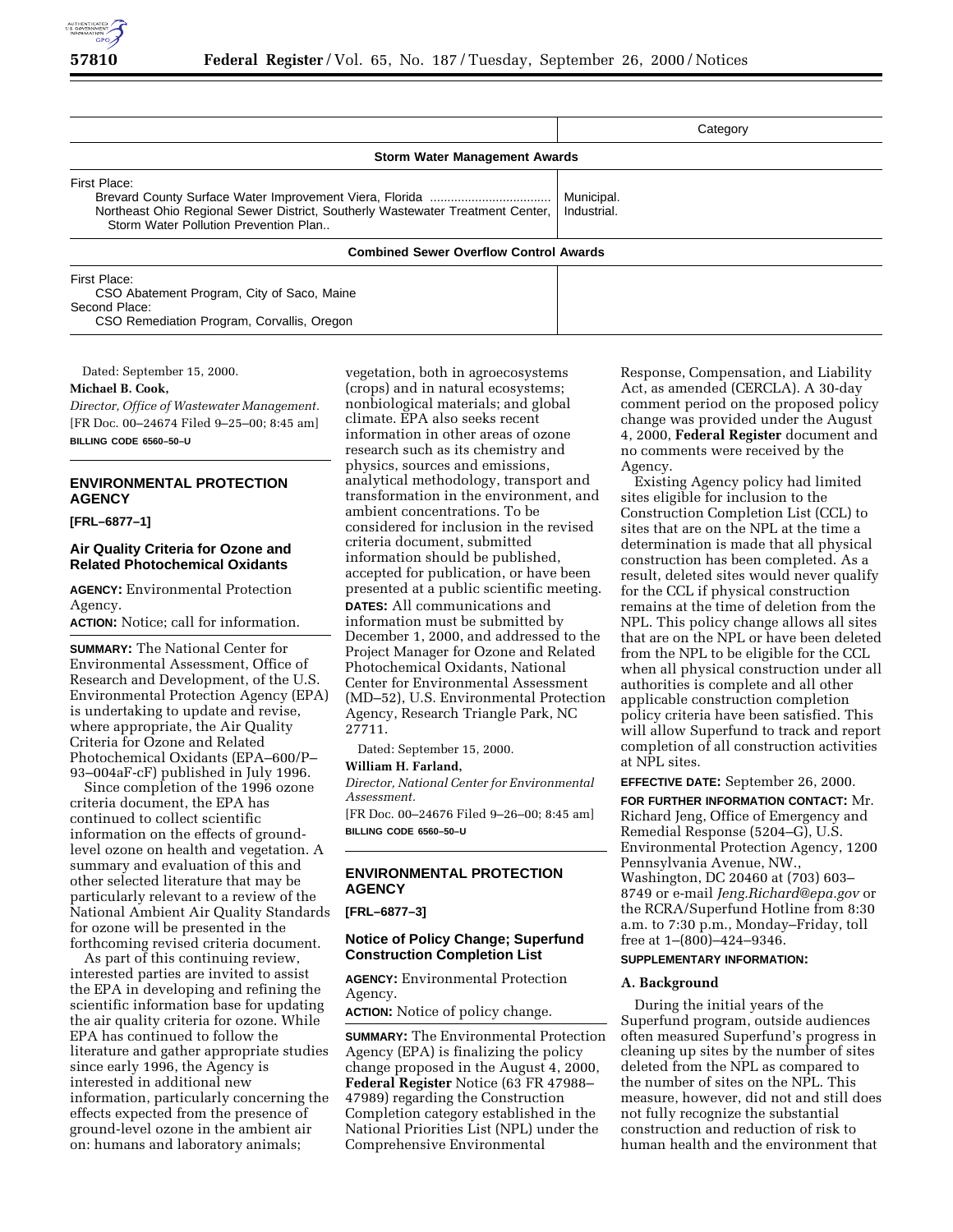| | Category |
|---|---|
| **Storm Water Management Awards** | |
| First Place: | |
| Brevard County Surface Water Improvement Viera, Florida | Municipal. |
| Northeast Ohio Regional Sewer District, Southerly Wastewater Treatment Center, Storm Water Pollution Prevention Plan.. | Industrial. |
| **Combined Sewer Overflow Control Awards** | |
| First Place: | |
| CSO Abatement Program, City of Saco, Maine | |
| Second Place: | |
| CSO Remediation Program, Corvallis, Oregon | |

Dated: September 15, 2000.

**Michael B. Cook,**

*Director, Office of Wastewater Management.*

[FR Doc. 00–24674 Filed 9–25–00; 8:45 am]

**BILLING CODE 6560–50–U**

## ENVIRONMENTAL PROTECTION AGENCY

**[FRL–6877–1]**

### Air Quality Criteria for Ozone and Related Photochemical Oxidants

**AGENCY:** Environmental Protection Agency.

**ACTION:** Notice; call for information.

**SUMMARY:** The National Center for Environmental Assessment, Office of Research and Development, of the U.S. Environmental Protection Agency (EPA) is undertaking to update and revise, where appropriate, the Air Quality Criteria for Ozone and Related Photochemical Oxidants (EPA–600/P–93–004aF-cF) published in July 1996.

Since completion of the 1996 ozone criteria document, the EPA has continued to collect scientific information on the effects of ground-level ozone on health and vegetation. A summary and evaluation of this and other selected literature that may be particularly relevant to a review of the National Ambient Air Quality Standards for ozone will be presented in the forthcoming revised criteria document.

As part of this continuing review, interested parties are invited to assist the EPA in developing and refining the scientific information base for updating the air quality criteria for ozone. While EPA has continued to follow the literature and gather appropriate studies since early 1996, the Agency is interested in additional new information, particularly concerning the effects expected from the presence of ground-level ozone in the ambient air on: humans and laboratory animals; vegetation, both in agroecosystems (crops) and in natural ecosystems; nonbiological materials; and global climate. EPA also seeks recent information in other areas of ozone research such as its chemistry and physics, sources and emissions, analytical methodology, transport and transformation in the environment, and ambient concentrations. To be considered for inclusion in the revised criteria document, submitted information should be published, accepted for publication, or have been presented at a public scientific meeting.

**DATES:** All communications and information must be submitted by December 1, 2000, and addressed to the Project Manager for Ozone and Related Photochemical Oxidants, National Center for Environmental Assessment (MD–52), U.S. Environmental Protection Agency, Research Triangle Park, NC 27711.

Dated: September 15, 2000.

**William H. Farland,**

*Director, National Center for Environmental Assessment.*

[FR Doc. 00–24676 Filed 9–26–00; 8:45 am]

**BILLING CODE 6560–50–U**

## ENVIRONMENTAL PROTECTION AGENCY

**[FRL–6877–3]**

### Notice of Policy Change; Superfund Construction Completion List

**AGENCY:** Environmental Protection Agency.

**ACTION:** Notice of policy change.

**SUMMARY:** The Environmental Protection Agency (EPA) is finalizing the policy change proposed in the August 4, 2000, **Federal Register** Notice (63 FR 47988–47989) regarding the Construction Completion category established in the National Priorities List (NPL) under the Comprehensive Environmental Response, Compensation, and Liability Act, as amended (CERCLA). A 30-day comment period on the proposed policy change was provided under the August 4, 2000, **Federal Register** document and no comments were received by the Agency.

Existing Agency policy had limited sites eligible for inclusion to the Construction Completion List (CCL) to sites that are on the NPL at the time a determination is made that all physical construction has been completed. As a result, deleted sites would never qualify for the CCL if physical construction remains at the time of deletion from the NPL. This policy change allows all sites that are on the NPL or have been deleted from the NPL to be eligible for the CCL when all physical construction under all authorities is complete and all other applicable construction completion policy criteria have been satisfied. This will allow Superfund to track and report completion of all construction activities at NPL sites.

**EFFECTIVE DATE:** September 26, 2000.

**FOR FURTHER INFORMATION CONTACT:** Mr. Richard Jeng, Office of Emergency and Remedial Response (5204–G), U.S. Environmental Protection Agency, 1200 Pennsylvania Avenue, NW., Washington, DC 20460 at (703) 603–8749 or e-mail *Jeng.Richard@epa.gov* or the RCRA/Superfund Hotline from 8:30 a.m. to 7:30 p.m., Monday–Friday, toll free at 1–(800)–424–9346.

**SUPPLEMENTARY INFORMATION:**

#### A. Background

During the initial years of the Superfund program, outside audiences often measured Superfund's progress in cleaning up sites by the number of sites deleted from the NPL as compared to the number of sites on the NPL. This measure, however, did not and still does not fully recognize the substantial construction and reduction of risk to human health and the environment that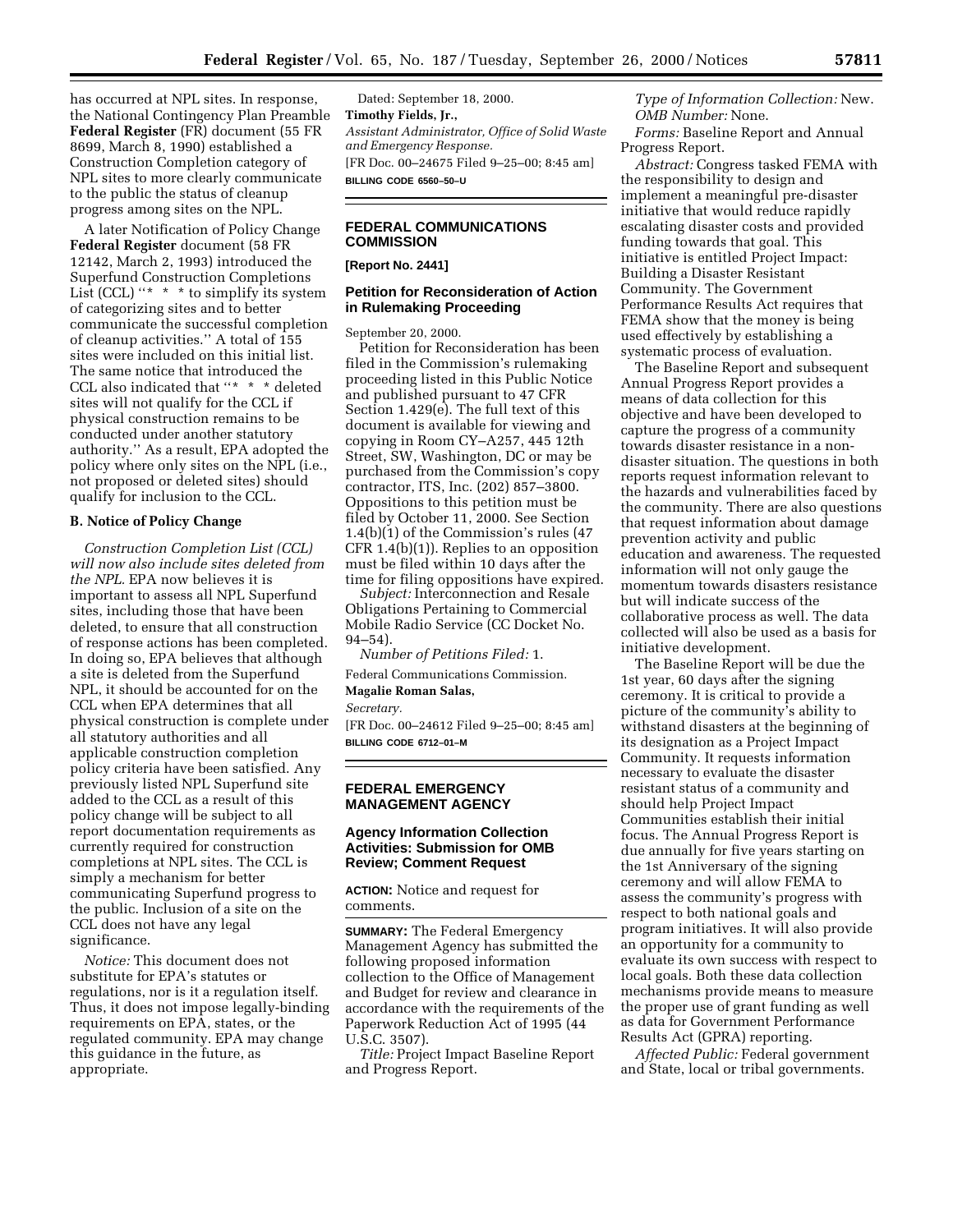has occurred at NPL sites. In response, the National Contingency Plan Preamble **Federal Register** (FR) document (55 FR 8699, March 8, 1990) established a Construction Completion category of NPL sites to more clearly communicate to the public the status of cleanup progress among sites on the NPL.

A later Notification of Policy Change **Federal Register** document (58 FR 12142, March 2, 1993) introduced the Superfund Construction Completions List (CCL) ''* * * to simplify its system of categorizing sites and to better communicate the successful completion of cleanup activities.'' A total of 155 sites were included on this initial list. The same notice that introduced the CCL also indicated that ''* * * deleted sites will not qualify for the CCL if physical construction remains to be conducted under another statutory authority.'' As a result, EPA adopted the policy where only sites on the NPL (i.e., not proposed or deleted sites) should qualify for inclusion to the CCL.

### B. Notice of Policy Change

*Construction Completion List (CCL) will now also include sites deleted from the NPL.* EPA now believes it is important to assess all NPL Superfund sites, including those that have been deleted, to ensure that all construction of response actions has been completed. In doing so, EPA believes that although a site is deleted from the Superfund NPL, it should be accounted for on the CCL when EPA determines that all physical construction is complete under all statutory authorities and all applicable construction completion policy criteria have been satisfied. Any previously listed NPL Superfund site added to the CCL as a result of this policy change will be subject to all report documentation requirements as currently required for construction completions at NPL sites. The CCL is simply a mechanism for better communicating Superfund progress to the public. Inclusion of a site on the CCL does not have any legal significance.

*Notice:* This document does not substitute for EPA's statutes or regulations, nor is it a regulation itself. Thus, it does not impose legally-binding requirements on EPA, states, or the regulated community. EPA may change this guidance in the future, as appropriate.

Dated: September 18, 2000.

**Timothy Fields, Jr.,**

*Assistant Administrator, Office of Solid Waste and Emergency Response.*

[FR Doc. 00–24675 Filed 9–25–00; 8:45 am]

**BILLING CODE 6560–50–U**

## FEDERAL COMMUNICATIONS COMMISSION

**[Report No. 2441]**

### Petition for Reconsideration of Action in Rulemaking Proceeding

September 20, 2000.

Petition for Reconsideration has been filed in the Commission's rulemaking proceeding listed in this Public Notice and published pursuant to 47 CFR Section 1.429(e). The full text of this document is available for viewing and copying in Room CY–A257, 445 12th Street, SW, Washington, DC or may be purchased from the Commission's copy contractor, ITS, Inc. (202) 857–3800. Oppositions to this petition must be filed by October 11, 2000. See Section 1.4(b)(1) of the Commission's rules (47 CFR 1.4(b)(1)). Replies to an opposition must be filed within 10 days after the time for filing oppositions have expired.

*Subject:* Interconnection and Resale Obligations Pertaining to Commercial Mobile Radio Service (CC Docket No. 94–54).

*Number of Petitions Filed:* 1.

Federal Communications Commission.

**Magalie Roman Salas,**

*Secretary.*

[FR Doc. 00–24612 Filed 9–25–00; 8:45 am]

**BILLING CODE 6712–01–M**

## FEDERAL EMERGENCY MANAGEMENT AGENCY

### Agency Information Collection Activities: Submission for OMB Review; Comment Request

**ACTION:** Notice and request for comments.

**SUMMARY:** The Federal Emergency Management Agency has submitted the following proposed information collection to the Office of Management and Budget for review and clearance in accordance with the requirements of the Paperwork Reduction Act of 1995 (44 U.S.C. 3507).

*Title:* Project Impact Baseline Report and Progress Report.

*Type of Information Collection:* New.

*OMB Number:* None.

*Forms:* Baseline Report and Annual Progress Report.

*Abstract:* Congress tasked FEMA with the responsibility to design and implement a meaningful pre-disaster initiative that would reduce rapidly escalating disaster costs and provided funding towards that goal. This initiative is entitled Project Impact: Building a Disaster Resistant Community. The Government Performance Results Act requires that FEMA show that the money is being used effectively by establishing a systematic process of evaluation.

The Baseline Report and subsequent Annual Progress Report provides a means of data collection for this objective and have been developed to capture the progress of a community towards disaster resistance in a non-disaster situation. The questions in both reports request information relevant to the hazards and vulnerabilities faced by the community. There are also questions that request information about damage prevention activity and public education and awareness. The requested information will not only gauge the momentum towards disasters resistance but will indicate success of the collaborative process as well. The data collected will also be used as a basis for initiative development.

The Baseline Report will be due the 1st year, 60 days after the signing ceremony. It is critical to provide a picture of the community's ability to withstand disasters at the beginning of its designation as a Project Impact Community. It requests information necessary to evaluate the disaster resistant status of a community and should help Project Impact Communities establish their initial focus. The Annual Progress Report is due annually for five years starting on the 1st Anniversary of the signing ceremony and will allow FEMA to assess the community's progress with respect to both national goals and program initiatives. It will also provide an opportunity for a community to evaluate its own success with respect to local goals. Both these data collection mechanisms provide means to measure the proper use of grant funding as well as data for Government Performance Results Act (GPRA) reporting.

*Affected Public:* Federal government and State, local or tribal governments.